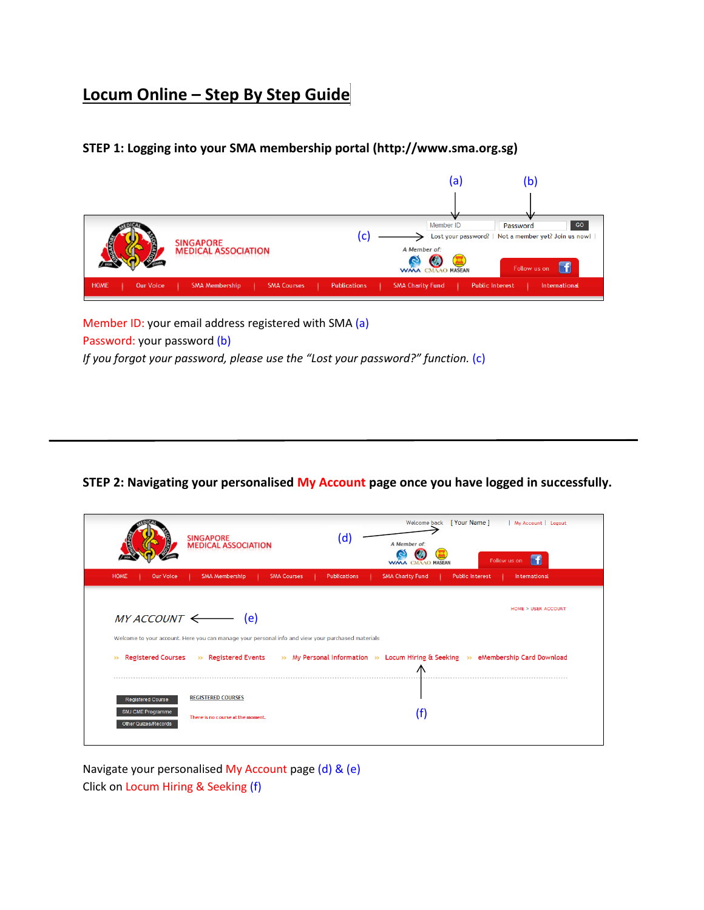# Locum Online – Step By Step Guide

### STEP 1: Logging into your SMA membership portal (http://www.sma.org.sg)

Member ID: your email address registered with SMA (a)
Password: your password (b)
*If you forgot your password, please use the "Lost your password?" function.* (c)

---

### STEP 2: Navigating your personalised My Account page once you have logged in successfully.

Navigate your personalised My Account page (d) & (e)
Click on Locum Hiring & Seeking (f)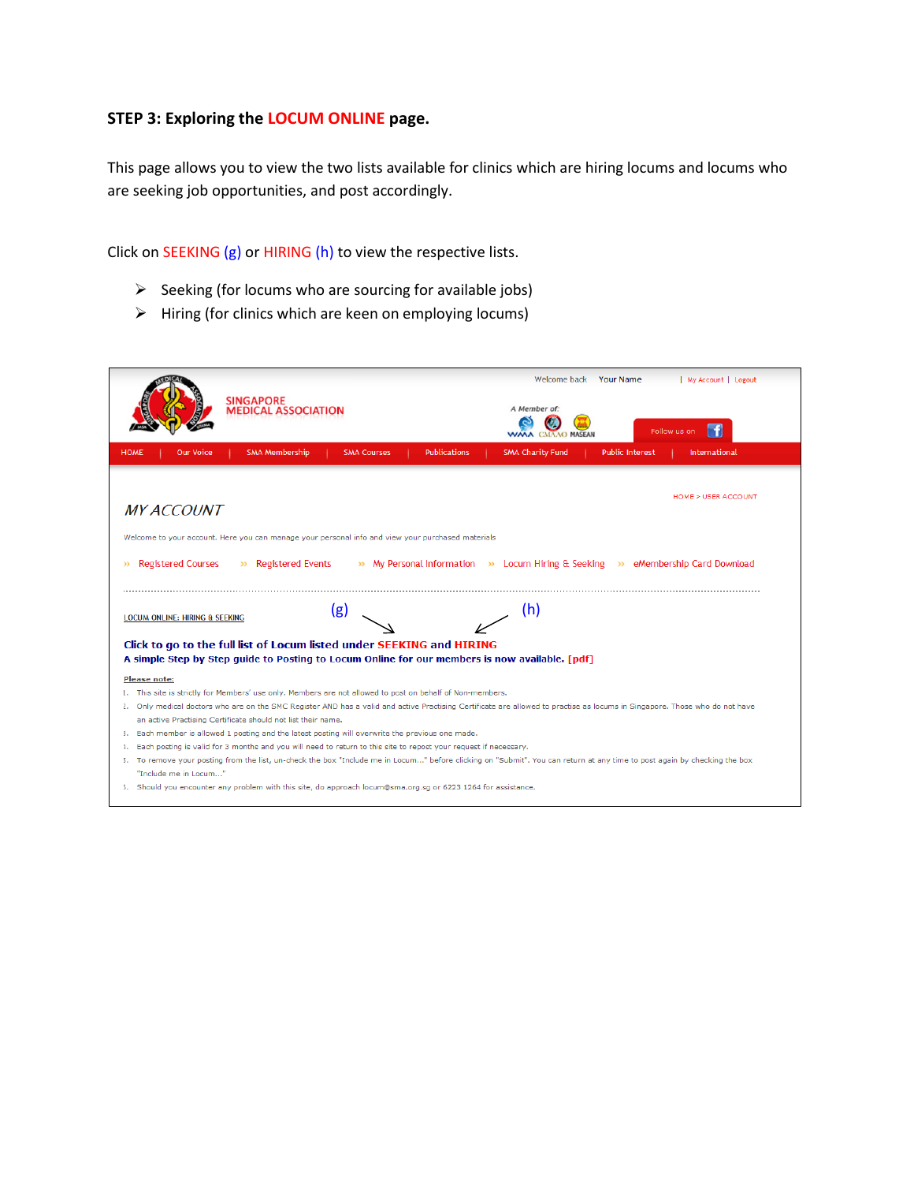**STEP 3: Exploring the LOCUM ONLINE page.**

This page allows you to view the two lists available for clinics which are hiring locums and locums who are seeking job opportunities, and post accordingly.

Click on SEEKING (g) or HIRING (h) to view the respective lists.

- Seeking (for locums who are sourcing for available jobs)
- Hiring (for clinics which are keen on employing locums)

Welcome back Your Name | My Account | Logout

SINGAPORE MEDICAL ASSOCIATION

A Member of: WMA CMAAO MASEAN

Follow us on

HOME | Our Voice | SMA Membership | SMA Courses | Publications | SMA Charity Fund | Public Interest | International

HOME > USER ACCOUNT

*MY ACCOUNT*

Welcome to your account. Here you can manage your personal info and view your purchased materials

» Registered Courses » Registered Events » My Personal Information » Locum Hiring & Seeking » eMembership Card Download

LOCUM ONLINE: HIRING & SEEKING

(g) (h)

**Click to go to the full list of Locum listed under SEEKING and HIRING**

**A simple Step by Step guide to Posting to Locum Online for our members is now available. [pdf]**

**Please note:**

1. This site is strictly for Members' use only. Members are not allowed to post on behalf of Non-members.
2. Only medical doctors who are on the SMC Register AND has a valid and active Practising Certificate are allowed to practise as locums in Singapore. Those who do not have an active Practising Certificate should not list their name.
3. Each member is allowed 1 posting and the latest posting will overwrite the previous one made.
4. Each posting is valid for 3 months and you will need to return to this site to repost your request if necessary.
5. To remove your posting from the list, un-check the box "Include me in Locum..." before clicking on "Submit". You can return at any time to post again by checking the box "Include me in Locum..."
6. Should you encounter any problem with this site, do approach locum@sma.org.sg or 6223 1264 for assistance.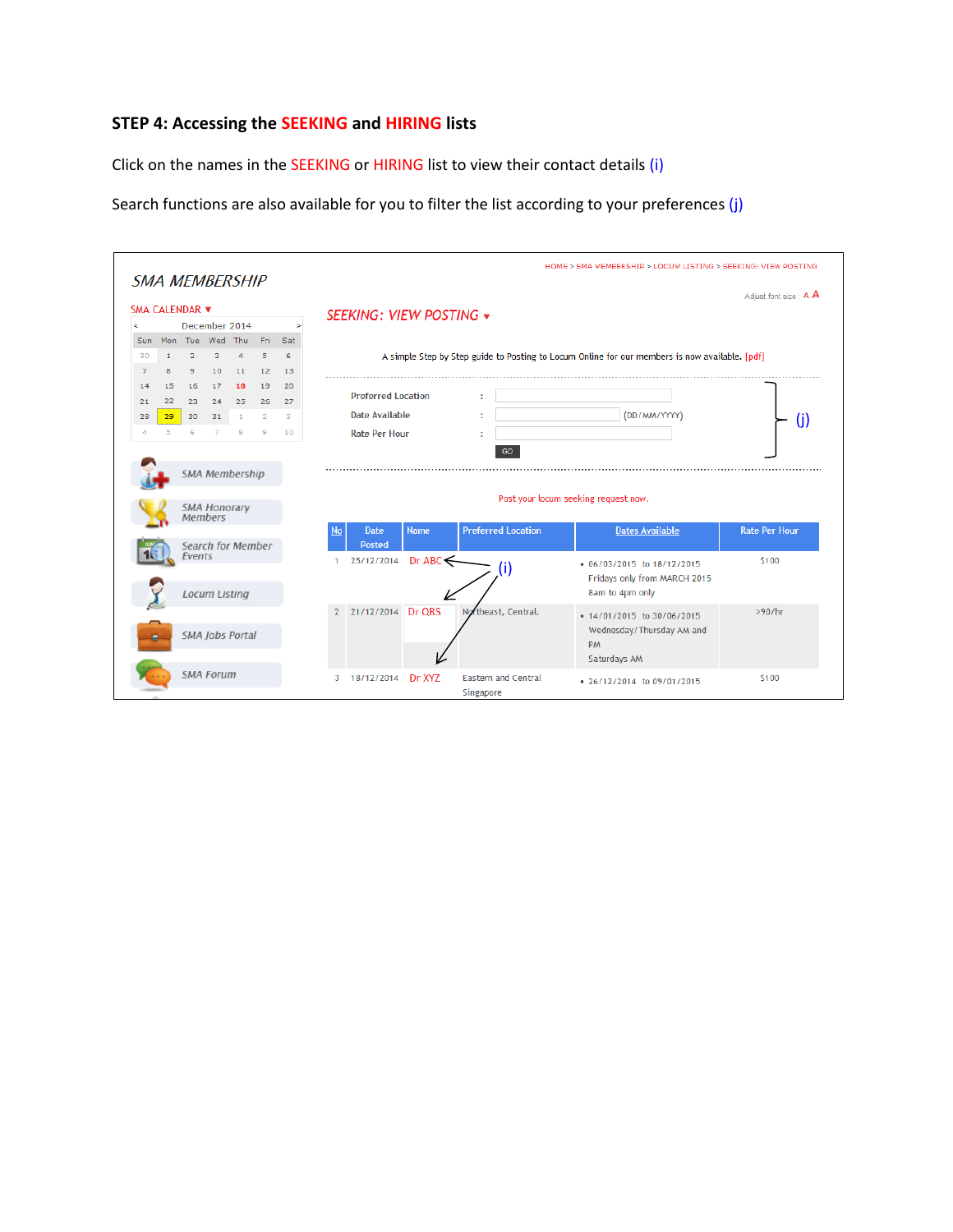**STEP 4: Accessing the SEEKING and HIRING lists**

Click on the names in the SEEKING or HIRING list to view their contact details (i)

Search functions are also available for you to filter the list according to your preferences (j)

HOME > SMA MEMBERSHIP > LOCUM LISTING > SEEKING: VIEW POSTING

SMA MEMBERSHIP

Adjust font size : A A

SMA CALENDAR ▼

December 2014

| Sun | Mon | Tue | Wed | Thu | Fri | Sat |
|---|---|---|---|---|---|---|
| 30 | 1 | 2 | 3 | 4 | 5 | 6 |
| 7 | 8 | 9 | 10 | 11 | 12 | 13 |
| 14 | 15 | 16 | 17 | 18 | 19 | 20 |
| 21 | 22 | 23 | 24 | 25 | 26 | 27 |
| 28 | 29 | 30 | 31 | 1 | 2 | 3 |
| 4 | 5 | 6 | 7 | 8 | 9 | 10 |

- SMA Membership
- SMA Honorary Members
- Search for Member Events
- Locum Listing
- SMA Jobs Portal
- SMA Forum

SEEKING: VIEW POSTING ▼

A simple Step by Step guide to Posting to Locum Online for our members is now available. [pdf]

Preferred Location :

Date Available : (DD/MM/YYYY)

Rate Per Hour :

GO

(j)

Post your locum seeking request now.

| No | Date Posted | Name | Preferred Location | Dates Available | Rate Per Hour |
|---|---|---|---|---|---|
| 1 | 25/12/2014 | Dr ABC | | • 06/03/2015 to 18/12/2015 Fridays only from MARCH 2015 8am to 4pm only | $100 |
| 2 | 21/12/2014 | Dr QRS | Northeast, Central. | • 14/01/2015 to 30/06/2015 Wednesday/ Thursday AM and PM Saturdays AM | >90/hr |
| 3 | 18/12/2014 | Dr XYZ | Eastern and Central Singapore | • 26/12/2014 to 09/01/2015 | $100 |

(i)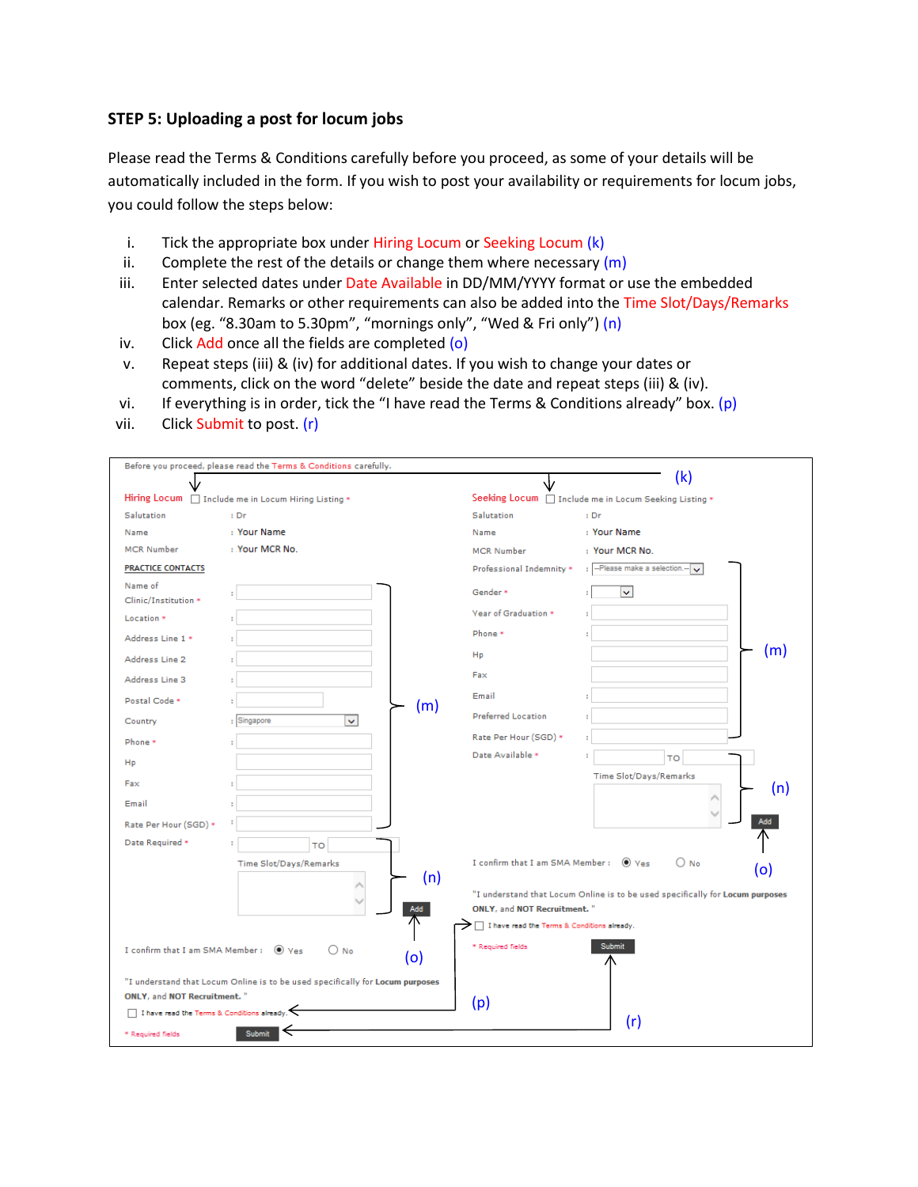**STEP 5: Uploading a post for locum jobs**

Please read the Terms & Conditions carefully before you proceed, as some of your details will be automatically included in the form. If you wish to post your availability or requirements for locum jobs, you could follow the steps below:

i. Tick the appropriate box under Hiring Locum or Seeking Locum (k)
ii. Complete the rest of the details or change them where necessary (m)
iii. Enter selected dates under Date Available in DD/MM/YYYY format or use the embedded calendar. Remarks or other requirements can also be added into the Time Slot/Days/Remarks box (eg. "8.30am to 5.30pm", "mornings only", "Wed & Fri only") (n)
iv. Click Add once all the fields are completed (o)
v. Repeat steps (iii) & (iv) for additional dates. If you wish to change your dates or comments, click on the word "delete" beside the date and repeat steps (iii) & (iv).
vi. If everything is in order, tick the "I have read the Terms & Conditions already" box. (p)
vii. Click Submit to post. (r)

Before you proceed, please read the Terms & Conditions carefully.

(k)

Hiring Locum ☐ Include me in Locum Hiring Listing *

Salutation : Dr
Name : Your Name
MCR Number : Your MCR No.

PRACTICE CONTACTS

Name of Clinic/Institution * :
Location * :
Address Line 1 * :
Address Line 2 :
Address Line 3 :
Postal Code * :
Country : Singapore
Phone * :
Hp
Fax :
Email :
Rate Per Hour (SGD) * :

(m)

Date Required * : TO
Time Slot/Days/Remarks

(n)

Add (o)

I confirm that I am SMA Member : ◉ Yes ○ No

"I understand that Locum Online is to be used specifically for **Locum purposes ONLY**, and **NOT Recruitment.**"

☐ I have read the Terms & Conditions already.

* Required fields

Submit

Seeking Locum ☐ Include me in Locum Seeking Listing *

Salutation : Dr
Name : Your Name
MCR Number : Your MCR No.
Professional Indemnity * : --Please make a selection--
Gender * :
Year of Graduation * :
Phone * :
Hp
Fax
Email :
Preferred Location :
Rate Per Hour (SGD) * :

(m)

Date Available * : TO
Time Slot/Days/Remarks

(n)

Add (o)

I confirm that I am SMA Member : ◉ Yes ○ No

"I understand that Locum Online is to be used specifically for **Locum purposes ONLY**, and **NOT Recruitment.**"

☐ I have read the Terms & Conditions already.

* Required fields

Submit

(p)

(r)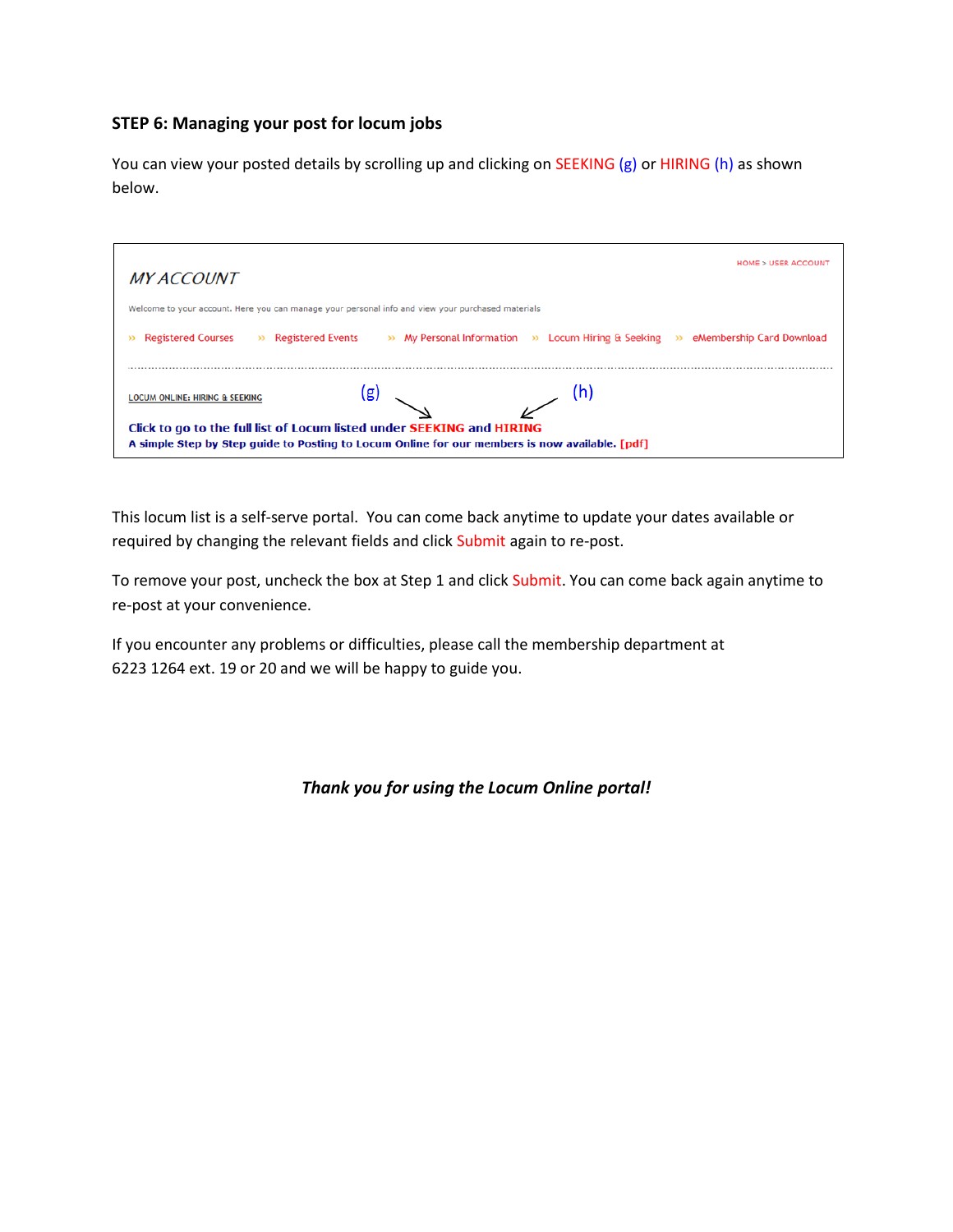## STEP 6: Managing your post for locum jobs

You can view your posted details by scrolling up and clicking on SEEKING (g) or HIRING (h) as shown below.

MY ACCOUNT

HOME > USER ACCOUNT

Welcome to your account. Here you can manage your personal info and view your purchased materials

» Registered Courses » Registered Events » My Personal Information » Locum Hiring & Seeking » eMembership Card Download

LOCUM ONLINE: HIRING & SEEKING

(g) (h)

Click to go to the full list of Locum listed under SEEKING and HIRING

A simple Step by Step guide to Posting to Locum Online for our members is now available. [pdf]

This locum list is a self-serve portal. You can come back anytime to update your dates available or required by changing the relevant fields and click Submit again to re-post.

To remove your post, uncheck the box at Step 1 and click Submit. You can come back again anytime to re-post at your convenience.

If you encounter any problems or difficulties, please call the membership department at 6223 1264 ext. 19 or 20 and we will be happy to guide you.

***Thank you for using the Locum Online portal!***